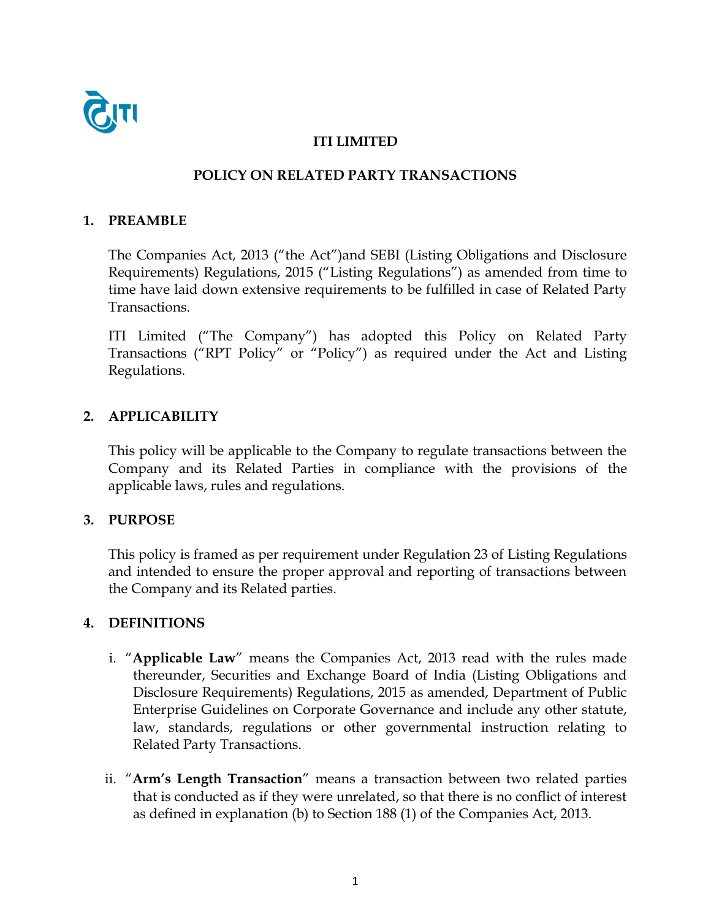# ITI LIMITED

## POLICY ON RELATED PARTY TRANSACTIONS

### 1. PREAMBLE

The Companies Act, 2013 ("the Act")and SEBI (Listing Obligations and Disclosure Requirements) Regulations, 2015 ("Listing Regulations") as amended from time to time have laid down extensive requirements to be fulfilled in case of Related Party Transactions.

ITI Limited ("The Company") has adopted this Policy on Related Party Transactions ("RPT Policy" or "Policy") as required under the Act and Listing Regulations.

### 2. APPLICABILITY

This policy will be applicable to the Company to regulate transactions between the Company and its Related Parties in compliance with the provisions of the applicable laws, rules and regulations.

### 3. PURPOSE

This policy is framed as per requirement under Regulation 23 of Listing Regulations and intended to ensure the proper approval and reporting of transactions between the Company and its Related parties.

### 4. DEFINITIONS

i. "**Applicable Law**" means the Companies Act, 2013 read with the rules made thereunder, Securities and Exchange Board of India (Listing Obligations and Disclosure Requirements) Regulations, 2015 as amended, Department of Public Enterprise Guidelines on Corporate Governance and include any other statute, law, standards, regulations or other governmental instruction relating to Related Party Transactions.

ii. "**Arm's Length Transaction**" means a transaction between two related parties that is conducted as if they were unrelated, so that there is no conflict of interest as defined in explanation (b) to Section 188 (1) of the Companies Act, 2013.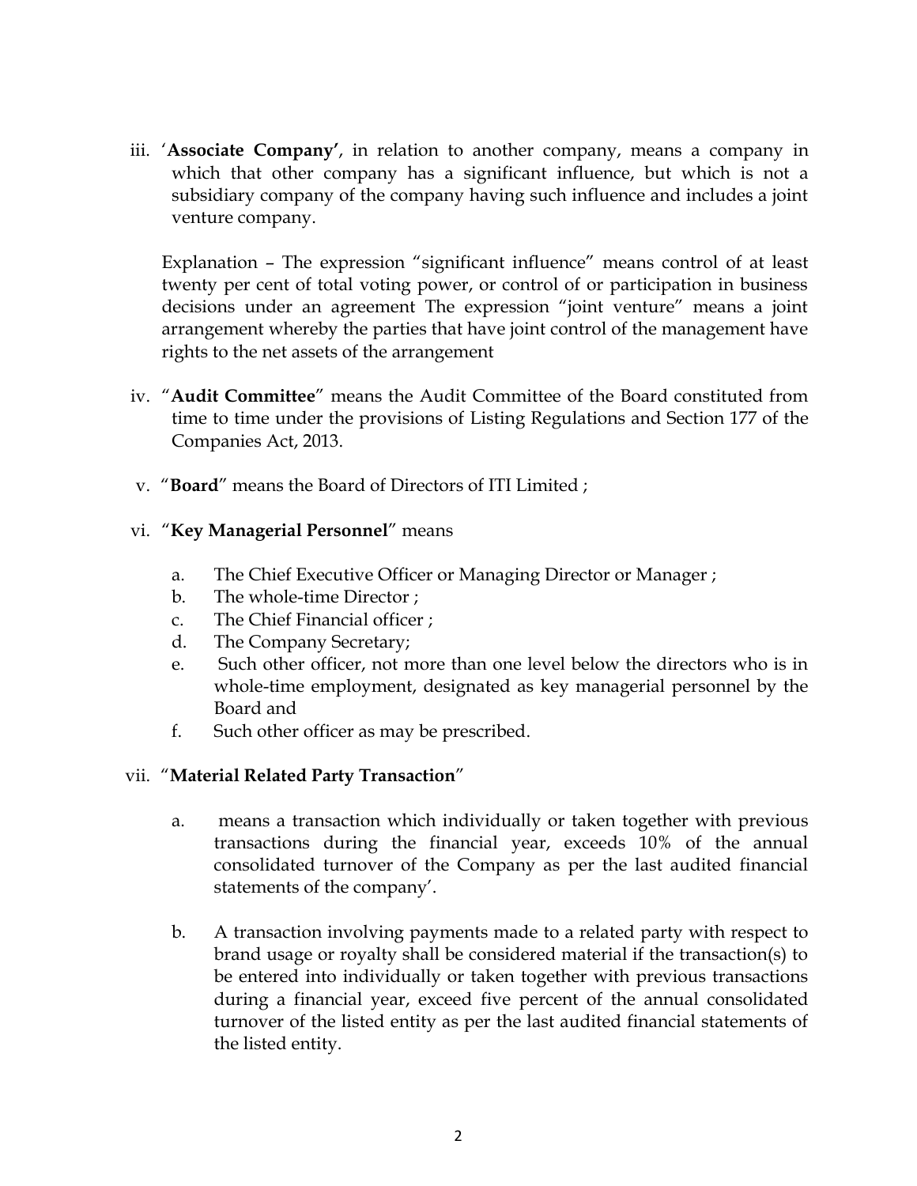iii. '**Associate Company'**, in relation to another company, means a company in which that other company has a significant influence, but which is not a subsidiary company of the company having such influence and includes a joint venture company.

   Explanation – The expression "significant influence" means control of at least twenty per cent of total voting power, or control of or participation in business decisions under an agreement The expression "joint venture" means a joint arrangement whereby the parties that have joint control of the management have rights to the net assets of the arrangement

iv. "**Audit Committee**" means the Audit Committee of the Board constituted from time to time under the provisions of Listing Regulations and Section 177 of the Companies Act, 2013.

v. "**Board**" means the Board of Directors of ITI Limited ;

vi. "**Key Managerial Personnel**" means

   a. The Chief Executive Officer or Managing Director or Manager ;
   b. The whole-time Director ;
   c. The Chief Financial officer ;
   d. The Company Secretary;
   e. Such other officer, not more than one level below the directors who is in whole-time employment, designated as key managerial personnel by the Board and
   f. Such other officer as may be prescribed.

vii. "**Material Related Party Transaction**"

   a. means a transaction which individually or taken together with previous transactions during the financial year, exceeds 10% of the annual consolidated turnover of the Company as per the last audited financial statements of the company'.

   b. A transaction involving payments made to a related party with respect to brand usage or royalty shall be considered material if the transaction(s) to be entered into individually or taken together with previous transactions during a financial year, exceed five percent of the annual consolidated turnover of the listed entity as per the last audited financial statements of the listed entity.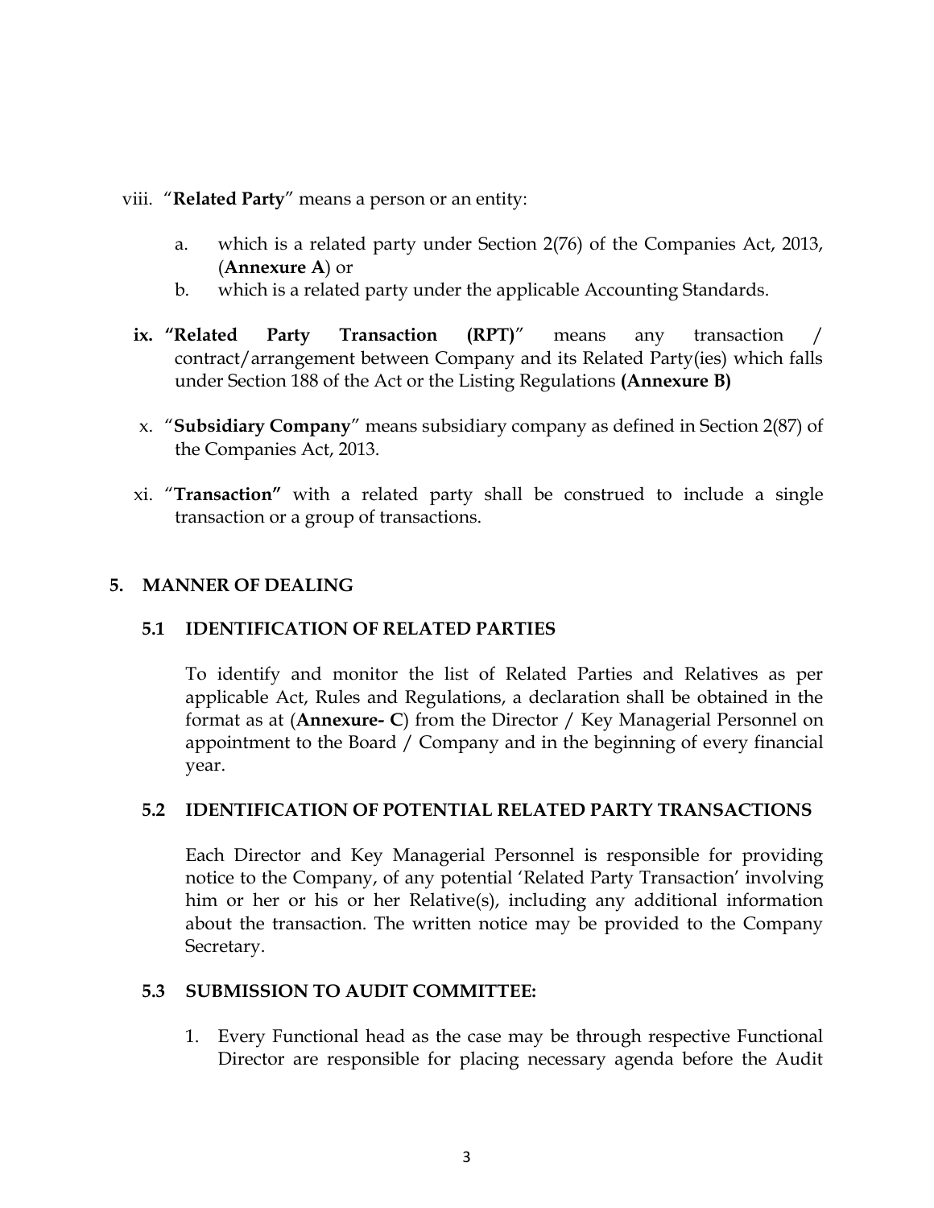viii. "**Related Party**" means a person or an entity:

   a. which is a related party under Section 2(76) of the Companies Act, 2013, (**Annexure A**) or
   b. which is a related party under the applicable Accounting Standards.

ix. **"Related Party Transaction (RPT)**" means any transaction / contract/arrangement between Company and its Related Party(ies) which falls under Section 188 of the Act or the Listing Regulations **(Annexure B)**

x. "**Subsidiary Company**" means subsidiary company as defined in Section 2(87) of the Companies Act, 2013.

xi. "**Transaction"** with a related party shall be construed to include a single transaction or a group of transactions.

## 5. MANNER OF DEALING

### 5.1 IDENTIFICATION OF RELATED PARTIES

To identify and monitor the list of Related Parties and Relatives as per applicable Act, Rules and Regulations, a declaration shall be obtained in the format as at (**Annexure- C**) from the Director / Key Managerial Personnel on appointment to the Board / Company and in the beginning of every financial year.

### 5.2 IDENTIFICATION OF POTENTIAL RELATED PARTY TRANSACTIONS

Each Director and Key Managerial Personnel is responsible for providing notice to the Company, of any potential 'Related Party Transaction' involving him or her or his or her Relative(s), including any additional information about the transaction. The written notice may be provided to the Company Secretary.

### 5.3 SUBMISSION TO AUDIT COMMITTEE:

1. Every Functional head as the case may be through respective Functional Director are responsible for placing necessary agenda before the Audit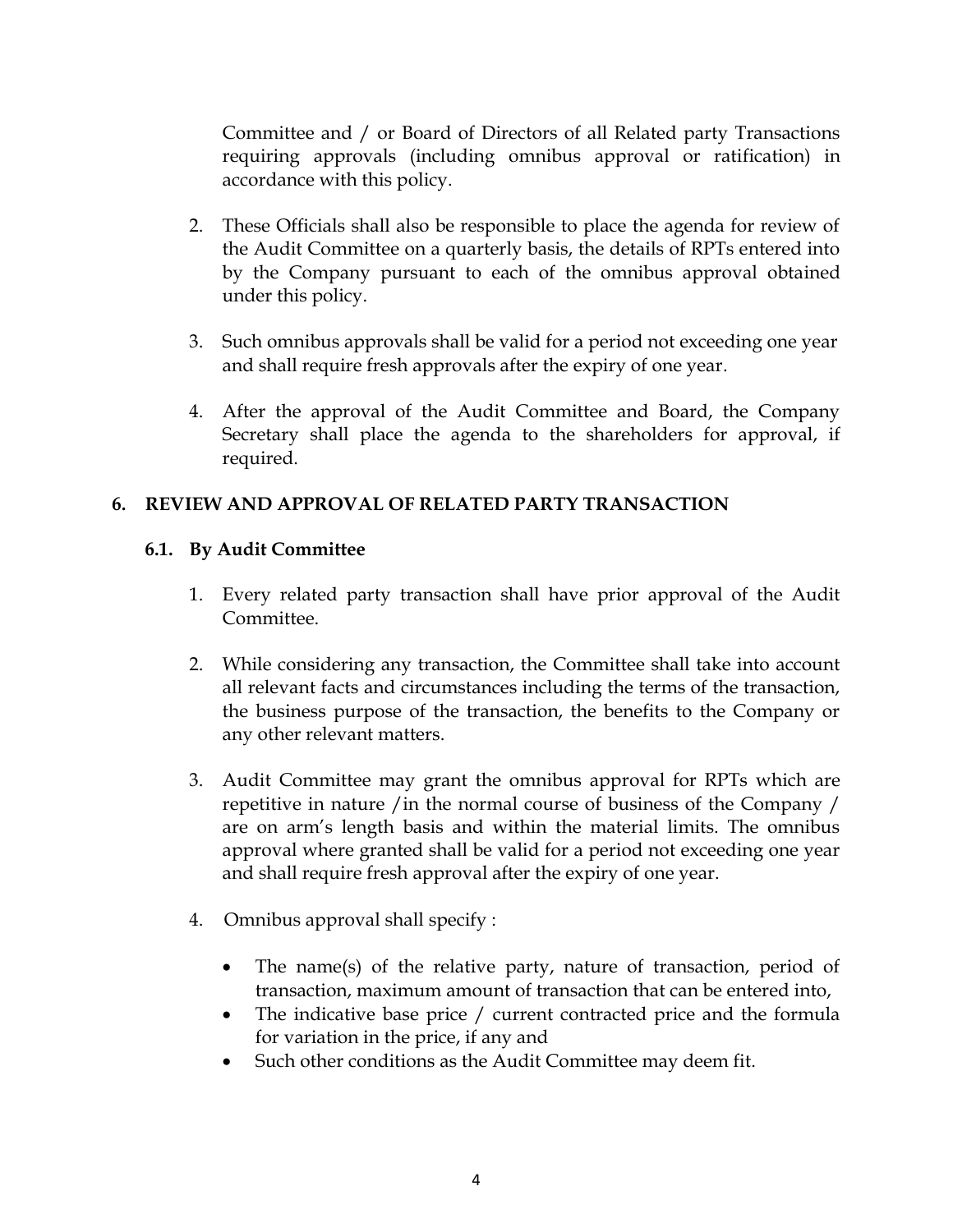Committee and / or Board of Directors of all Related party Transactions requiring approvals (including omnibus approval or ratification) in accordance with this policy.

2. These Officials shall also be responsible to place the agenda for review of the Audit Committee on a quarterly basis, the details of RPTs entered into by the Company pursuant to each of the omnibus approval obtained under this policy.

3. Such omnibus approvals shall be valid for a period not exceeding one year and shall require fresh approvals after the expiry of one year.

4. After the approval of the Audit Committee and Board, the Company Secretary shall place the agenda to the shareholders for approval, if required.

## 6. REVIEW AND APPROVAL OF RELATED PARTY TRANSACTION

### 6.1. By Audit Committee

1. Every related party transaction shall have prior approval of the Audit Committee.

2. While considering any transaction, the Committee shall take into account all relevant facts and circumstances including the terms of the transaction, the business purpose of the transaction, the benefits to the Company or any other relevant matters.

3. Audit Committee may grant the omnibus approval for RPTs which are repetitive in nature /in the normal course of business of the Company / are on arm's length basis and within the material limits. The omnibus approval where granted shall be valid for a period not exceeding one year and shall require fresh approval after the expiry of one year.

4. Omnibus approval shall specify :

   - The name(s) of the relative party, nature of transaction, period of transaction, maximum amount of transaction that can be entered into,
   - The indicative base price / current contracted price and the formula for variation in the price, if any and
   - Such other conditions as the Audit Committee may deem fit.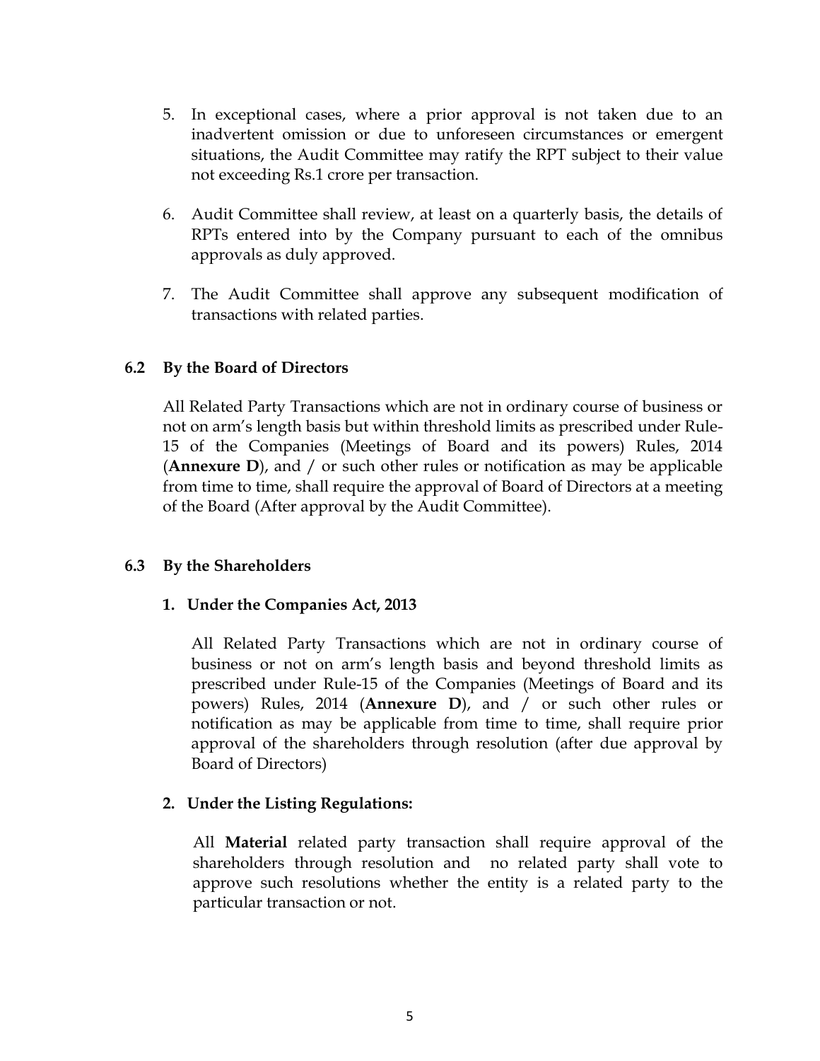5. In exceptional cases, where a prior approval is not taken due to an inadvertent omission or due to unforeseen circumstances or emergent situations, the Audit Committee may ratify the RPT subject to their value not exceeding Rs.1 crore per transaction.

6. Audit Committee shall review, at least on a quarterly basis, the details of RPTs entered into by the Company pursuant to each of the omnibus approvals as duly approved.

7. The Audit Committee shall approve any subsequent modification of transactions with related parties.

### 6.2 By the Board of Directors

All Related Party Transactions which are not in ordinary course of business or not on arm's length basis but within threshold limits as prescribed under Rule-15 of the Companies (Meetings of Board and its powers) Rules, 2014 (**Annexure D**), and / or such other rules or notification as may be applicable from time to time, shall require the approval of Board of Directors at a meeting of the Board (After approval by the Audit Committee).

### 6.3 By the Shareholders

**1. Under the Companies Act, 2013**

All Related Party Transactions which are not in ordinary course of business or not on arm's length basis and beyond threshold limits as prescribed under Rule-15 of the Companies (Meetings of Board and its powers) Rules, 2014 (**Annexure D**), and / or such other rules or notification as may be applicable from time to time, shall require prior approval of the shareholders through resolution (after due approval by Board of Directors)

**2. Under the Listing Regulations:**

All **Material** related party transaction shall require approval of the shareholders through resolution and no related party shall vote to approve such resolutions whether the entity is a related party to the particular transaction or not.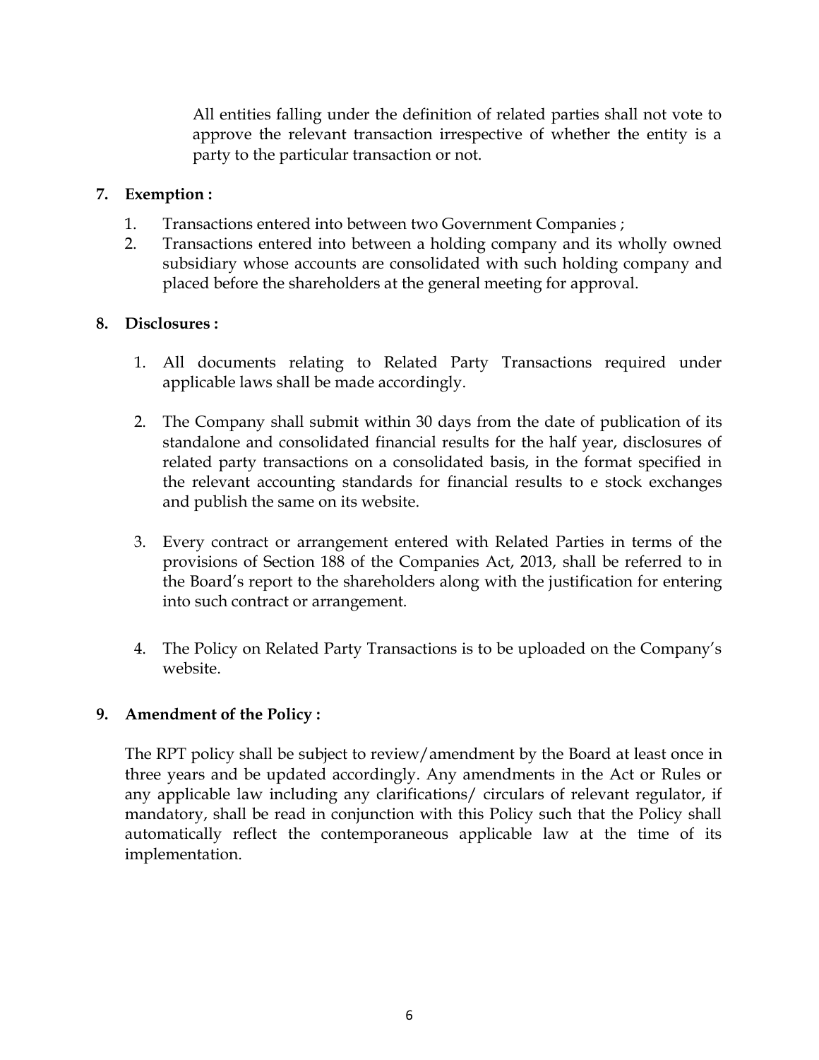All entities falling under the definition of related parties shall not vote to approve the relevant transaction irrespective of whether the entity is a party to the particular transaction or not.

**7. Exemption :**

1. Transactions entered into between two Government Companies ;
2. Transactions entered into between a holding company and its wholly owned subsidiary whose accounts are consolidated with such holding company and placed before the shareholders at the general meeting for approval.

**8. Disclosures :**

1. All documents relating to Related Party Transactions required under applicable laws shall be made accordingly.

2. The Company shall submit within 30 days from the date of publication of its standalone and consolidated financial results for the half year, disclosures of related party transactions on a consolidated basis, in the format specified in the relevant accounting standards for financial results to e stock exchanges and publish the same on its website.

3. Every contract or arrangement entered with Related Parties in terms of the provisions of Section 188 of the Companies Act, 2013, shall be referred to in the Board's report to the shareholders along with the justification for entering into such contract or arrangement.

4. The Policy on Related Party Transactions is to be uploaded on the Company's website.

**9. Amendment of the Policy :**

The RPT policy shall be subject to review/amendment by the Board at least once in three years and be updated accordingly. Any amendments in the Act or Rules or any applicable law including any clarifications/ circulars of relevant regulator, if mandatory, shall be read in conjunction with this Policy such that the Policy shall automatically reflect the contemporaneous applicable law at the time of its implementation.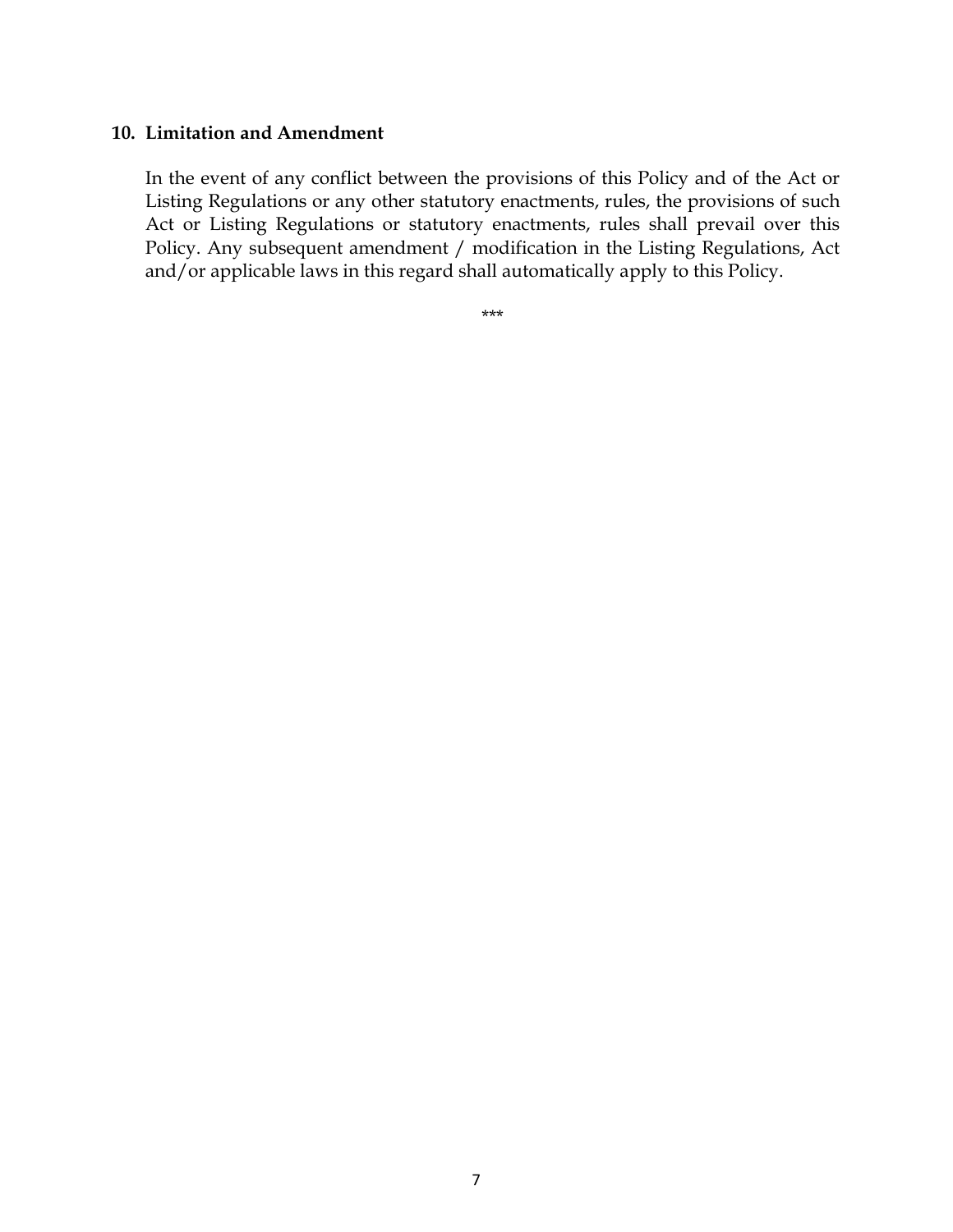## 10. Limitation and Amendment

In the event of any conflict between the provisions of this Policy and of the Act or Listing Regulations or any other statutory enactments, rules, the provisions of such Act or Listing Regulations or statutory enactments, rules shall prevail over this Policy. Any subsequent amendment / modification in the Listing Regulations, Act and/or applicable laws in this regard shall automatically apply to this Policy.

***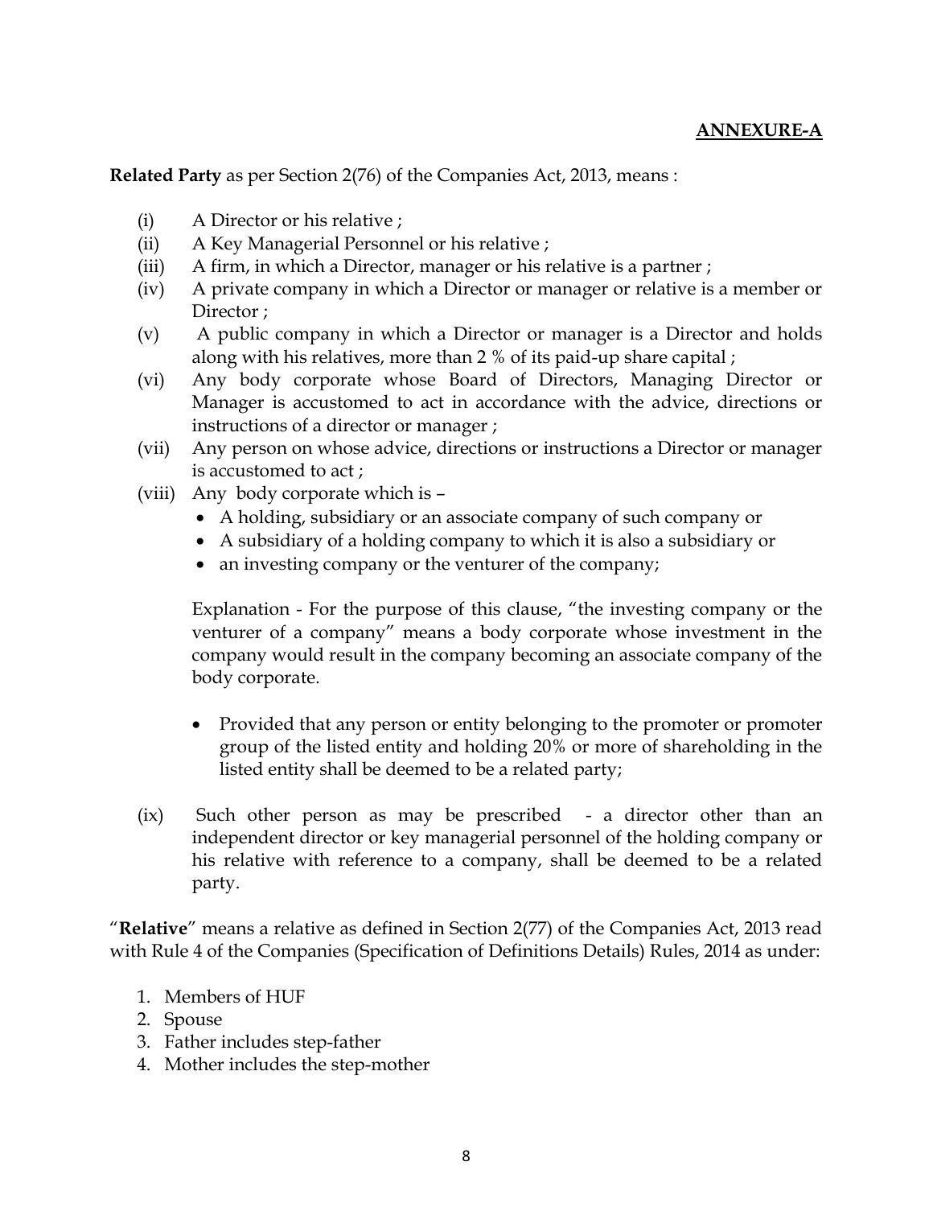**ANNEXURE-A**

**Related Party** as per Section 2(76) of the Companies Act, 2013, means :

(i) A Director or his relative ;

(ii) A Key Managerial Personnel or his relative ;

(iii) A firm, in which a Director, manager or his relative is a partner ;

(iv) A private company in which a Director or manager or relative is a member or Director ;

(v) A public company in which a Director or manager is a Director and holds along with his relatives, more than 2 % of its paid-up share capital ;

(vi) Any body corporate whose Board of Directors, Managing Director or Manager is accustomed to act in accordance with the advice, directions or instructions of a director or manager ;

(vii) Any person on whose advice, directions or instructions a Director or manager is accustomed to act ;

(viii) Any body corporate which is –

- A holding, subsidiary or an associate company of such company or
- A subsidiary of a holding company to which it is also a subsidiary or
- an investing company or the venturer of the company;

Explanation - For the purpose of this clause, "the investing company or the venturer of a company" means a body corporate whose investment in the company would result in the company becoming an associate company of the body corporate.

- Provided that any person or entity belonging to the promoter or promoter group of the listed entity and holding 20% or more of shareholding in the listed entity shall be deemed to be a related party;

(ix) Such other person as may be prescribed - a director other than an independent director or key managerial personnel of the holding company or his relative with reference to a company, shall be deemed to be a related party.

"**Relative**" means a relative as defined in Section 2(77) of the Companies Act, 2013 read with Rule 4 of the Companies (Specification of Definitions Details) Rules, 2014 as under:

1. Members of HUF
2. Spouse
3. Father includes step-father
4. Mother includes the step-mother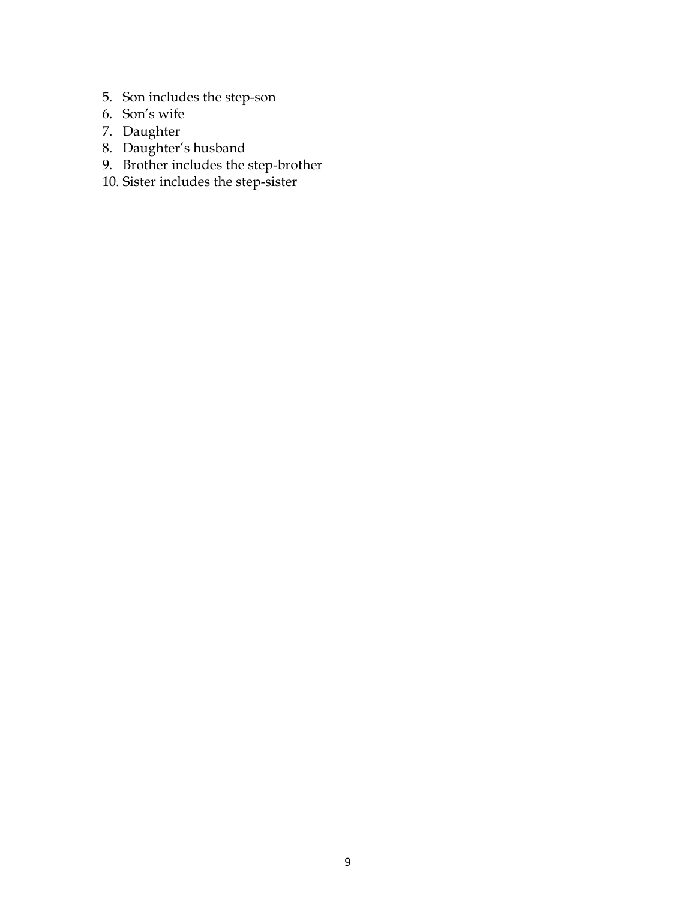5. Son includes the step-son
6. Son’s wife
7. Daughter
8. Daughter’s husband
9. Brother includes the step-brother
10. Sister includes the step-sister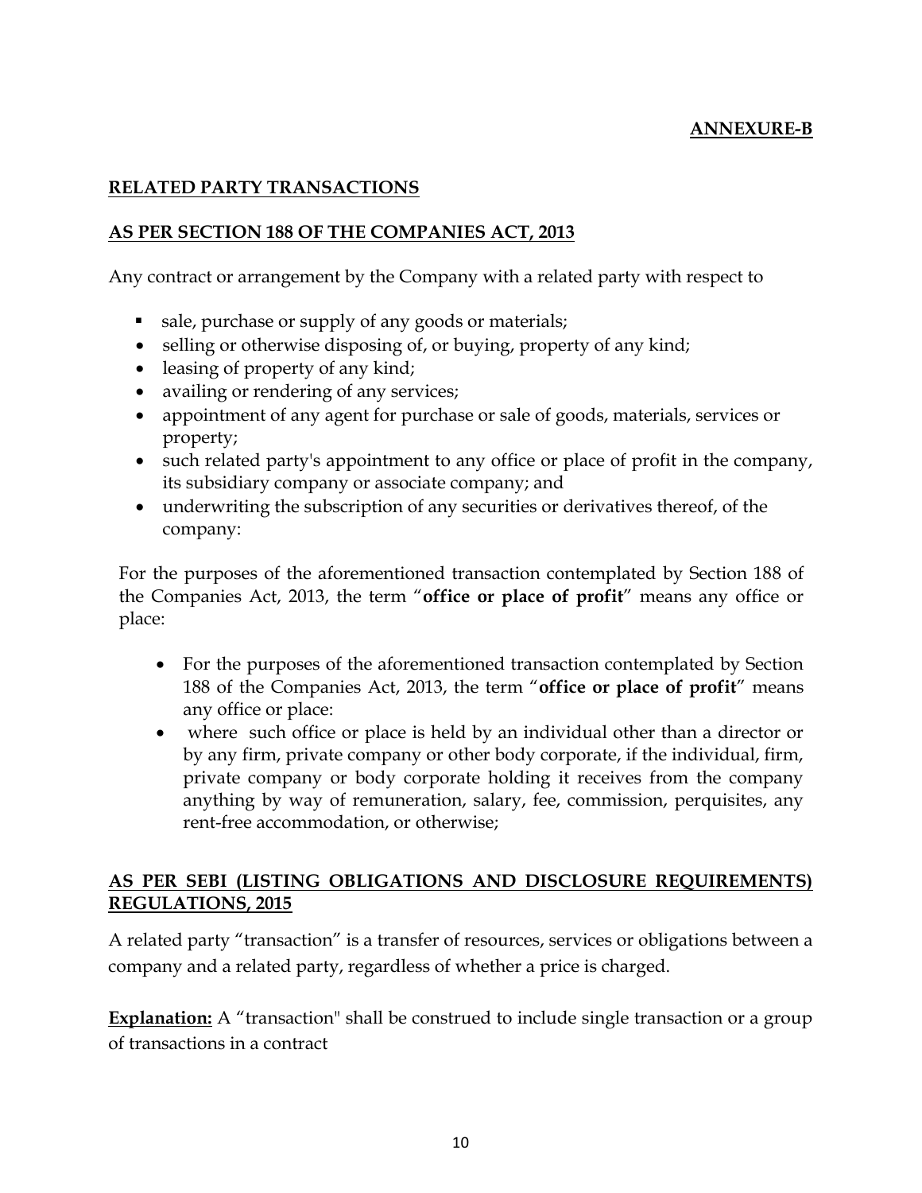**ANNEXURE-B**

## RELATED PARTY TRANSACTIONS

### AS PER SECTION 188 OF THE COMPANIES ACT, 2013

Any contract or arrangement by the Company with a related party with respect to

- sale, purchase or supply of any goods or materials;
- selling or otherwise disposing of, or buying, property of any kind;
- leasing of property of any kind;
- availing or rendering of any services;
- appointment of any agent for purchase or sale of goods, materials, services or property;
- such related party's appointment to any office or place of profit in the company, its subsidiary company or associate company; and
- underwriting the subscription of any securities or derivatives thereof, of the company:

For the purposes of the aforementioned transaction contemplated by Section 188 of the Companies Act, 2013, the term "**office or place of profit**" means any office or place:

- For the purposes of the aforementioned transaction contemplated by Section 188 of the Companies Act, 2013, the term "**office or place of profit**" means any office or place:
- where such office or place is held by an individual other than a director or by any firm, private company or other body corporate, if the individual, firm, private company or body corporate holding it receives from the company anything by way of remuneration, salary, fee, commission, perquisites, any rent-free accommodation, or otherwise;

### AS PER SEBI (LISTING OBLIGATIONS AND DISCLOSURE REQUIREMENTS) REGULATIONS, 2015

A related party "transaction" is a transfer of resources, services or obligations between a company and a related party, regardless of whether a price is charged.

**Explanation:** A "transaction" shall be construed to include single transaction or a group of transactions in a contract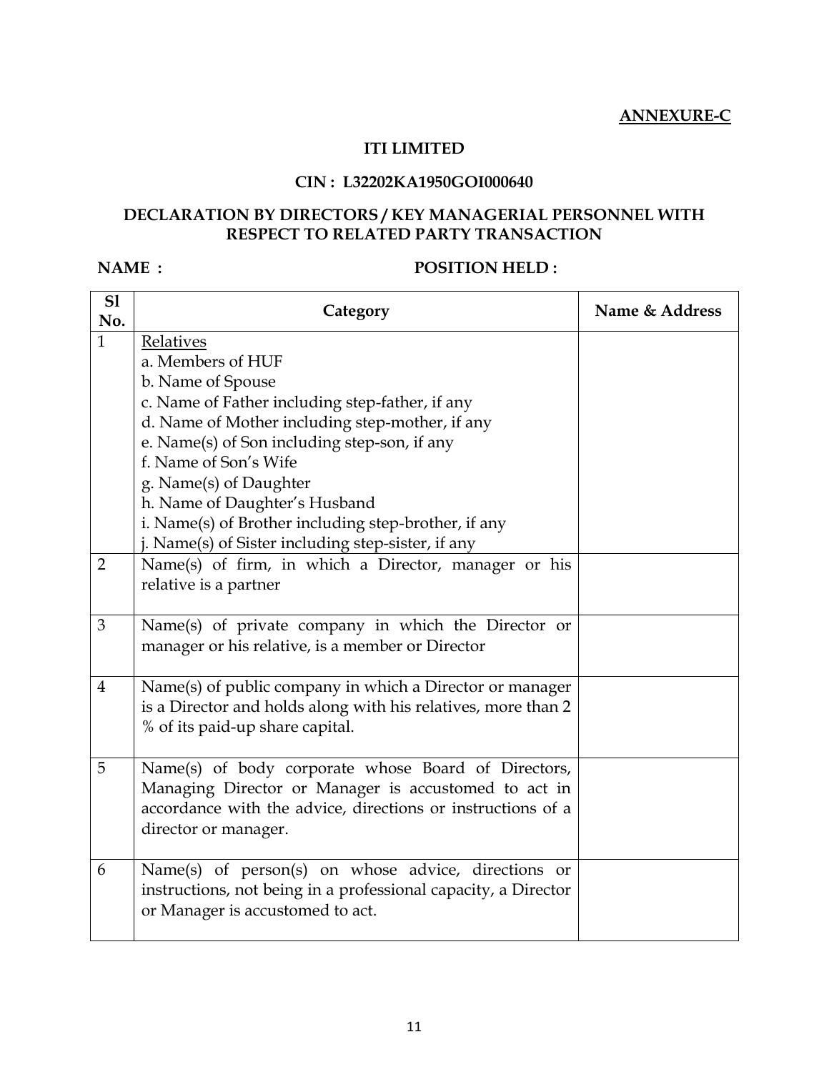**ANNEXURE-C**

**ITI LIMITED**

**CIN : L32202KA1950GOI000640**

**DECLARATION BY DIRECTORS / KEY MANAGERIAL PERSONNEL WITH RESPECT TO RELATED PARTY TRANSACTION**

**NAME :** **POSITION HELD :**

| Sl No. | Category | Name & Address |
|---|---|---|
| 1 | Relatives<br>a. Members of HUF<br>b. Name of Spouse<br>c. Name of Father including step-father, if any<br>d. Name of Mother including step-mother, if any<br>e. Name(s) of Son including step-son, if any<br>f. Name of Son's Wife<br>g. Name(s) of Daughter<br>h. Name of Daughter's Husband<br>i. Name(s) of Brother including step-brother, if any<br>j. Name(s) of Sister including step-sister, if any | |
| 2 | Name(s) of firm, in which a Director, manager or his relative is a partner | |
| 3 | Name(s) of private company in which the Director or manager or his relative, is a member or Director | |
| 4 | Name(s) of public company in which a Director or manager is a Director and holds along with his relatives, more than 2 % of its paid-up share capital. | |
| 5 | Name(s) of body corporate whose Board of Directors, Managing Director or Manager is accustomed to act in accordance with the advice, directions or instructions of a director or manager. | |
| 6 | Name(s) of person(s) on whose advice, directions or instructions, not being in a professional capacity, a Director or Manager is accustomed to act. | |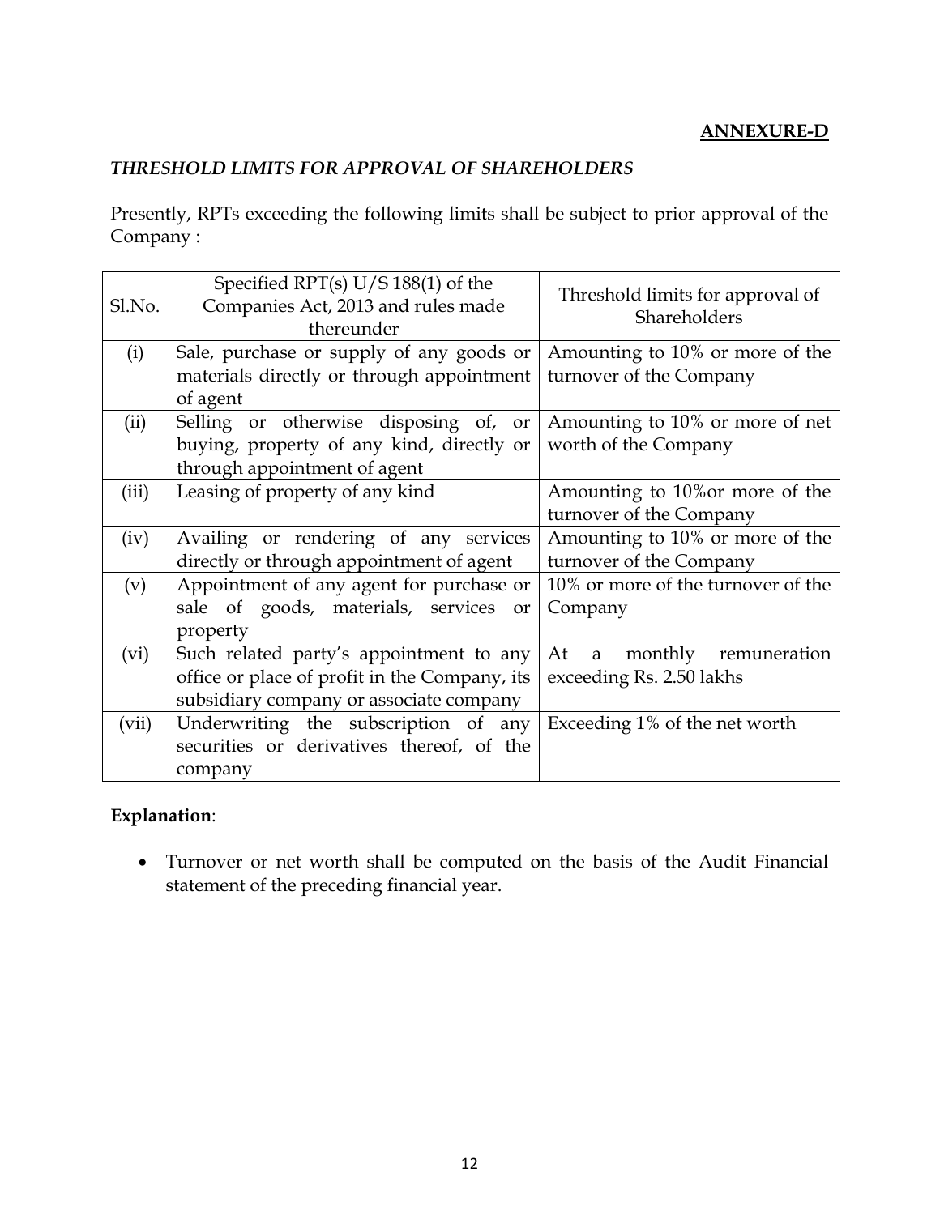**ANNEXURE-D**

***THRESHOLD LIMITS FOR APPROVAL OF SHAREHOLDERS***

Presently, RPTs exceeding the following limits shall be subject to prior approval of the Company :

| Sl.No. | Specified RPT(s) U/S 188(1) of the Companies Act, 2013 and rules made thereunder | Threshold limits for approval of Shareholders |
|---|---|---|
| (i) | Sale, purchase or supply of any goods or materials directly or through appointment of agent | Amounting to 10% or more of the turnover of the Company |
| (ii) | Selling or otherwise disposing of, or buying, property of any kind, directly or through appointment of agent | Amounting to 10% or more of net worth of the Company |
| (iii) | Leasing of property of any kind | Amounting to 10%or more of the turnover of the Company |
| (iv) | Availing or rendering of any services directly or through appointment of agent | Amounting to 10% or more of the turnover of the Company |
| (v) | Appointment of any agent for purchase or sale of goods, materials, services or property | 10% or more of the turnover of the Company |
| (vi) | Such related party's appointment to any office or place of profit in the Company, its subsidiary company or associate company | At a monthly remuneration exceeding Rs. 2.50 lakhs |
| (vii) | Underwriting the subscription of any securities or derivatives thereof, of the company | Exceeding 1% of the net worth |

**Explanation**:

- Turnover or net worth shall be computed on the basis of the Audit Financial statement of the preceding financial year.